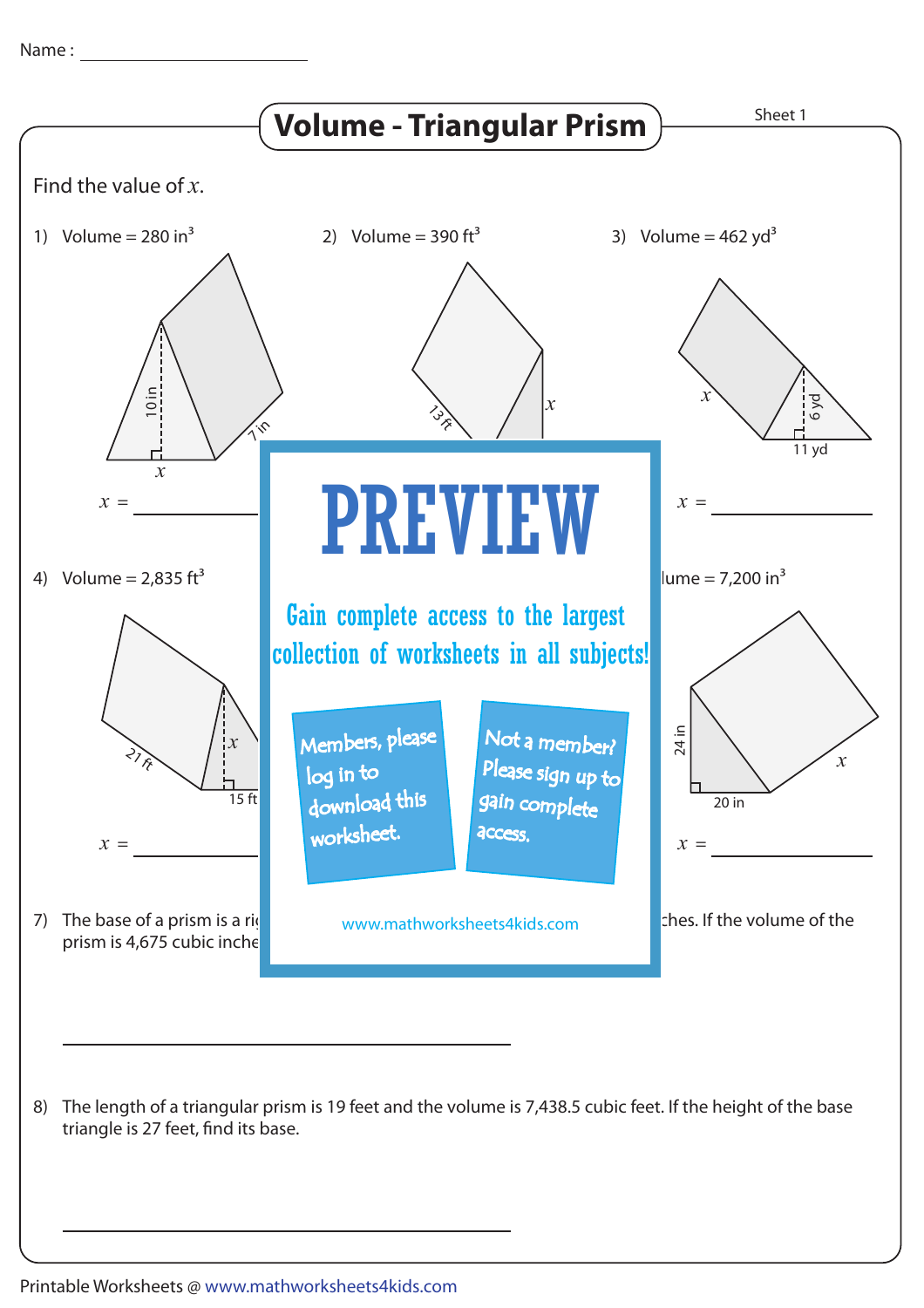Name : ____________________

# Volume - Triangular Prism

Sheet 1

Find the value of $x$.

1) Volume = 280 $in^3$

10 in

7 in

$x$

$x$ = ____________

2) Volume = 390 $ft^3$

13 ft

$x$

3) Volume = 462 $yd^3$

$x$

6 yd

11 yd

$x$ = ____________

4) Volume = 2,835 $ft^3$

21 ft

$x$

15 ft

$x$ = ____________

PREVIEW

Gain complete access to the largest collection of worksheets in all subjects!

Members, please log in to download this worksheet.

Not a member? Please sign up to gain complete access.

www.mathworksheets4kids.com

lume = 7,200 $in^3$

24 in

20 in

$x$

$x$ = ____________

7) The base of a prism is a ri... ches. If the volume of the prism is 4,675 cubic inche...

____________________________________________

8) The length of a triangular prism is 19 feet and the volume is 7,438.5 cubic feet. If the height of the base triangle is 27 feet, find its base.

____________________________________________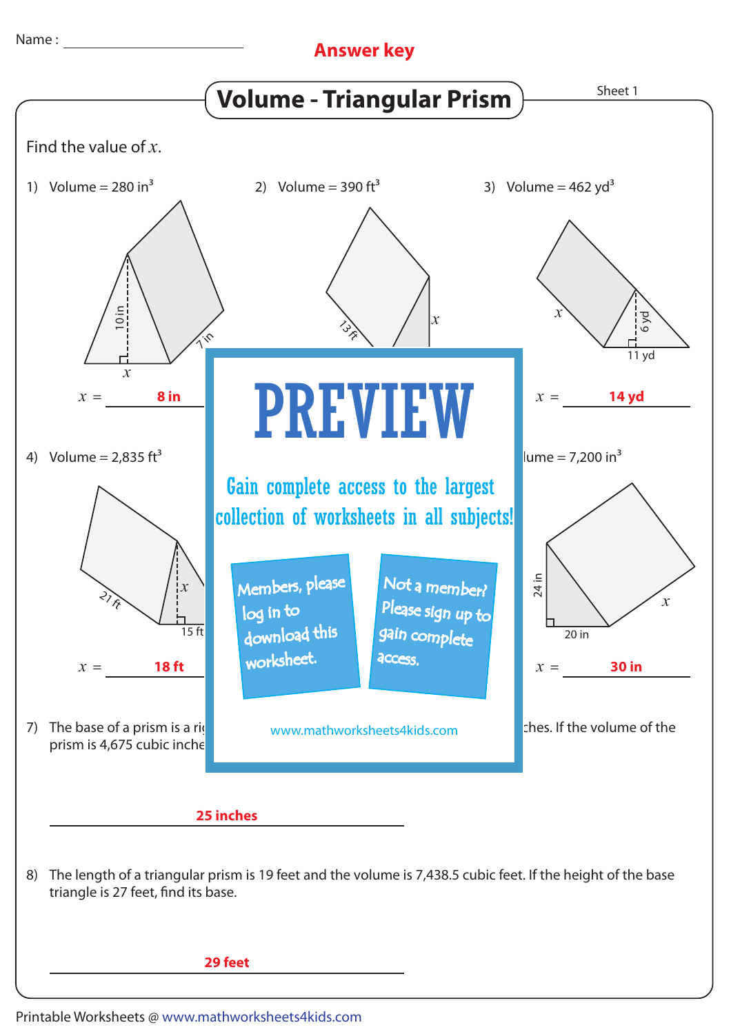Name : ________________

**Answer key**

# Volume - Triangular Prism

Sheet 1

Find the value of $x$.

1) Volume = 280 in$^3$

10 in

7 in

$x$

$x$ = **8 in**

2) Volume = 390 ft$^3$

13 ft

$x$

3) Volume = 462 yd$^3$

$x$

6 yd

11 yd

$x$ = **14 yd**

4) Volume = 2,835 ft$^3$

21 ft

$x$

15 ft

$x$ = **18 ft**

PREVIEW

Gain complete access to the largest collection of worksheets in all subjects!

Members, please log in to download this worksheet.

Not a member? Please sign up to gain complete access.

www.mathworksheets4kids.com

lume = 7,200 in$^3$

24 in

20 in

$x$

$x$ = **30 in**

7) The base of a prism is a ri ... ches. If the volume of the prism is 4,675 cubic inche

**25 inches**

8) The length of a triangular prism is 19 feet and the volume is 7,438.5 cubic feet. If the height of the base triangle is 27 feet, find its base.

**29 feet**